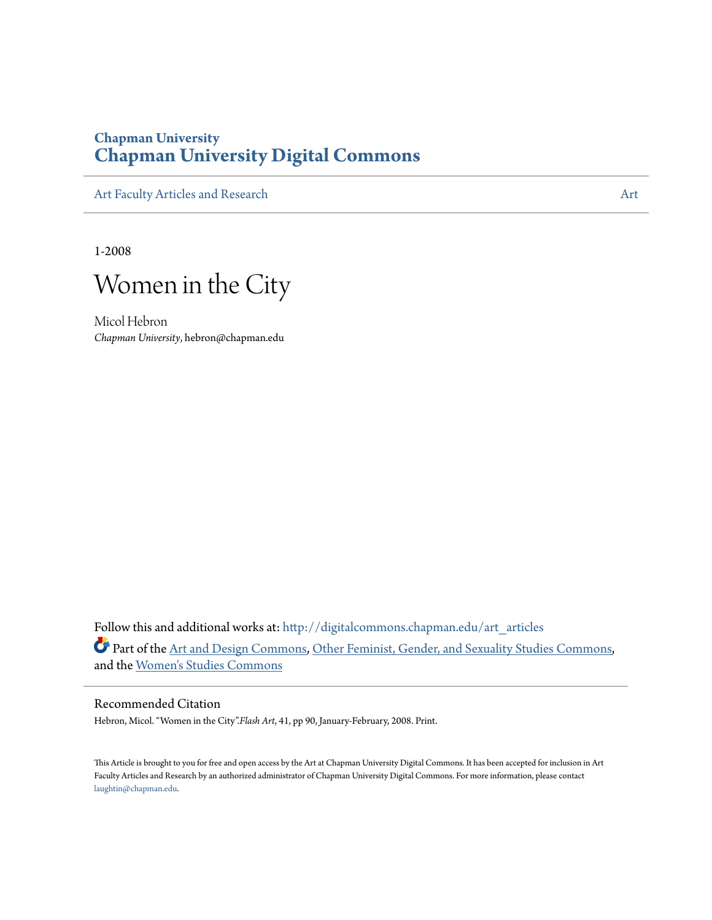Chapman University

# Chapman University Digital Commons

Art Faculty Articles and Research | Art

1-2008

# Women in the City

Micol Hebron
*Chapman University*, hebron@chapman.edu

Follow this and additional works at: http://digitalcommons.chapman.edu/art_articles

Part of the Art and Design Commons, Other Feminist, Gender, and Sexuality Studies Commons, and the Women's Studies Commons

## Recommended Citation

Hebron, Micol. "Women in the City".*Flash Art*, 41, pp 90, January-February, 2008. Print.

This Article is brought to you for free and open access by the Art at Chapman University Digital Commons. It has been accepted for inclusion in Art Faculty Articles and Research by an authorized administrator of Chapman University Digital Commons. For more information, please contact laughtin@chapman.edu.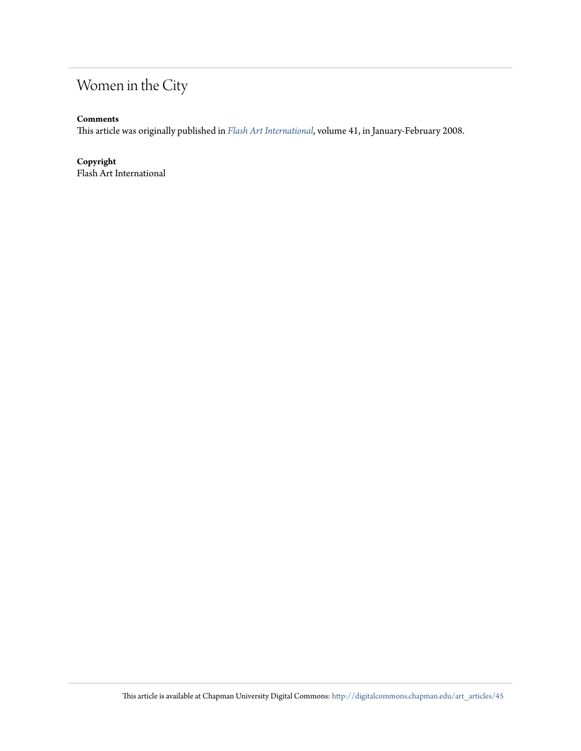# Women in the City

**Comments**

This article was originally published in *Flash Art International*, volume 41, in January-February 2008.

**Copyright**

Flash Art International

This article is available at Chapman University Digital Commons: http://digitalcommons.chapman.edu/art_articles/45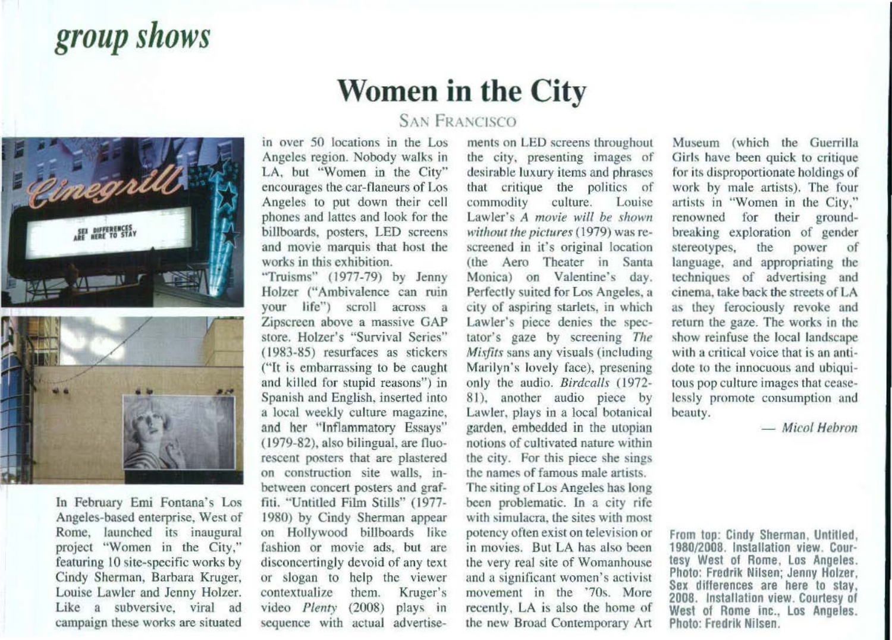# group shows

## Women in the City

### San Francisco

In February Emi Fontana's Los Angeles-based enterprise, West of Rome, launched its inaugural project "Women in the City," featuring 10 site-specific works by Cindy Sherman, Barbara Kruger, Louise Lawler and Jenny Holzer. Like a subversive, viral ad campaign these works are situated in over 50 locations in the Los Angeles region. Nobody walks in LA, but "Women in the City" encourages the car-flaneurs of Los Angeles to put down their cell phones and lattes and look for the billboards, posters, LED screens and movie marquis that host the works in this exhibition.

"Truisms" (1977-79) by Jenny Holzer ("Ambivalence can ruin your life") scroll across a Zipscreen above a massive GAP store. Holzer's "Survival Series" (1983-85) resurfaces as stickers ("It is embarrassing to be caught and killed for stupid reasons") in Spanish and English, inserted into a local weekly culture magazine, and her "Inflammatory Essays" (1979-82), also bilingual, are fluorescent posters that are plastered on construction site walls, in-between concert posters and graffiti. "Untitled Film Stills" (1977-1980) by Cindy Sherman appear on Hollywood billboards like fashion or movie ads, but are disconcertingly devoid of any text or slogan to help the viewer contextualize them. Kruger's video *Plenty* (2008) plays in sequence with actual advertisements on LED screens throughout the city, presenting images of desirable luxury items and phrases that critique the politics of commodity culture. Louise Lawler's *A movie will be shown without the pictures* (1979) was re-screened in it's original location (the Aero Theater in Santa Monica) on Valentine's day. Perfectly suited for Los Angeles, a city of aspiring starlets, in which Lawler's piece denies the spectator's gaze by screening *The Misfits* sans any visuals (including Marilyn's lovely face), presening only the audio. *Birdcalls* (1972-81), another audio piece by Lawler, plays in a local botanical garden, embedded in the utopian notions of cultivated nature within the city. For this piece she sings the names of famous male artists.

The siting of Los Angeles has long been problematic. In a city rife with simulacra, the sites with most potency often exist on television or in movies. But LA has also been the very real site of Womanhouse and a significant women's activist movement in the '70s. More recently, LA is also the home of the new Broad Contemporary Art Museum (which the Guerrilla Girls have been quick to critique for its disproportionate holdings of work by male artists). The four artists in "Women in the City," renowned for their groundbreaking exploration of gender stereotypes, the power of language, and appropriating the techniques of advertising and cinema, take back the streets of LA as they ferociously revoke and return the gaze. The works in the show reinfuse the local landscape with a critical voice that is an antidote to the innocuous and ubiquitous pop culture images that ceaselessly promote consumption and beauty.

— *Micol Hebron*

From top: Cindy Sherman, Untitled, 1980/2008. Installation view. Courtesy West of Rome, Los Angeles. Photo: Fredrik Nilsen; Jenny Holzer, Sex differences are here to stay, 2008. Installation view. Courtesy of West of Rome inc., Los Angeles. Photo: Fredrik Nilsen.